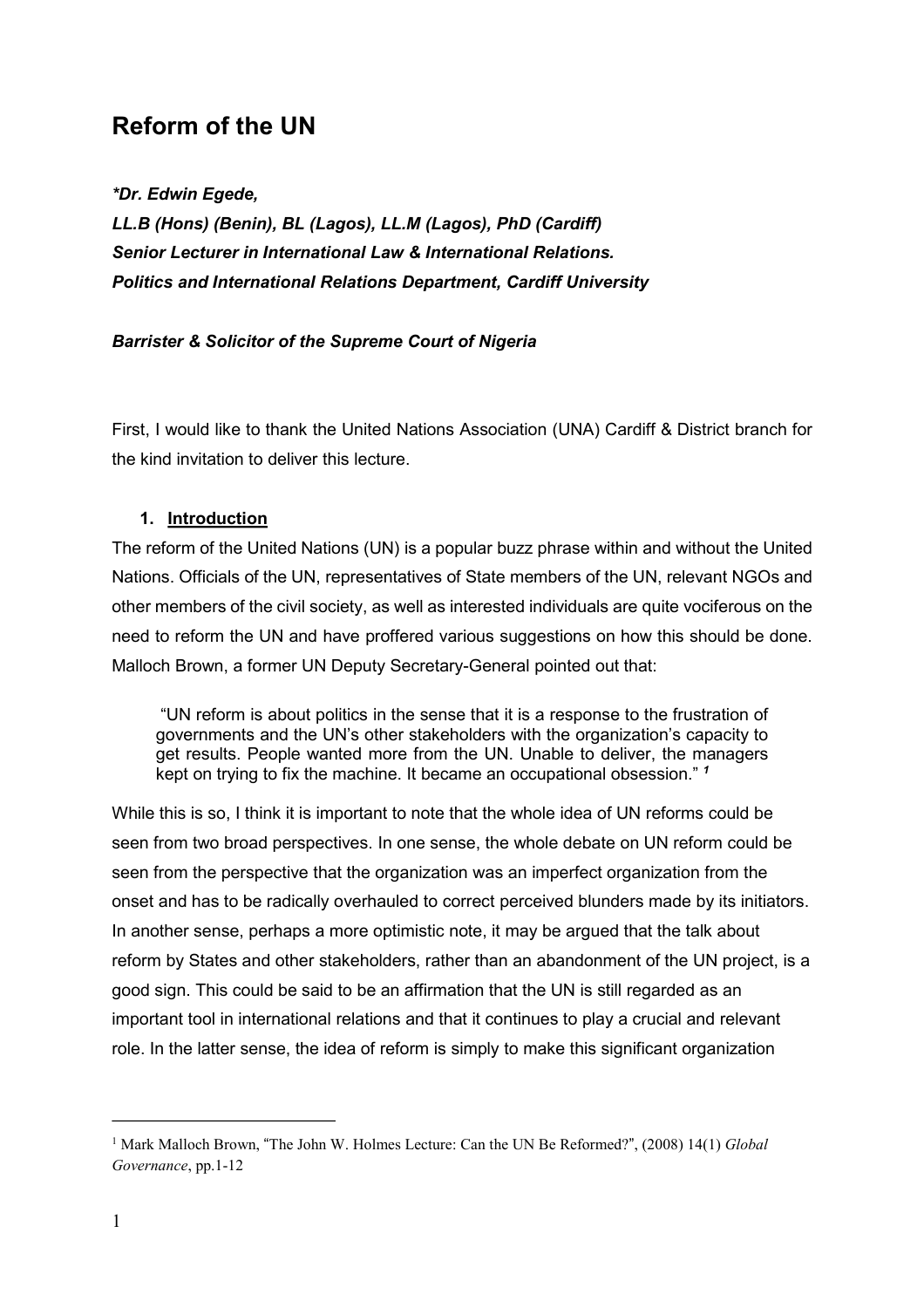# Reform of the UN

***Dr. Edwin Egede,***
***LL.B (Hons) (Benin), BL (Lagos), LL.M (Lagos), PhD (Cardiff)***
***Senior Lecturer in International Law & International Relations.***
***Politics and International Relations Department, Cardiff University***

***Barrister & Solicitor of the Supreme Court of Nigeria***

First, I would like to thank the United Nations Association (UNA) Cardiff & District branch for the kind invitation to deliver this lecture.

## 1. Introduction

The reform of the United Nations (UN) is a popular buzz phrase within and without the United Nations. Officials of the UN, representatives of State members of the UN, relevant NGOs and other members of the civil society, as well as interested individuals are quite vociferous on the need to reform the UN and have proffered various suggestions on how this should be done. Malloch Brown, a former UN Deputy Secretary-General pointed out that:

> "UN reform is about politics in the sense that it is a response to the frustration of governments and the UN's other stakeholders with the organization's capacity to get results. People wanted more from the UN. Unable to deliver, the managers kept on trying to fix the machine. It became an occupational obsession." [1]

While this is so, I think it is important to note that the whole idea of UN reforms could be seen from two broad perspectives. In one sense, the whole debate on UN reform could be seen from the perspective that the organization was an imperfect organization from the onset and has to be radically overhauled to correct perceived blunders made by its initiators. In another sense, perhaps a more optimistic note, it may be argued that the talk about reform by States and other stakeholders, rather than an abandonment of the UN project, is a good sign. This could be said to be an affirmation that the UN is still regarded as an important tool in international relations and that it continues to play a crucial and relevant role. In the latter sense, the idea of reform is simply to make this significant organization

---

[1] Mark Malloch Brown, "The John W. Holmes Lecture: Can the UN Be Reformed?", (2008) 14(1) *Global Governance*, pp.1-12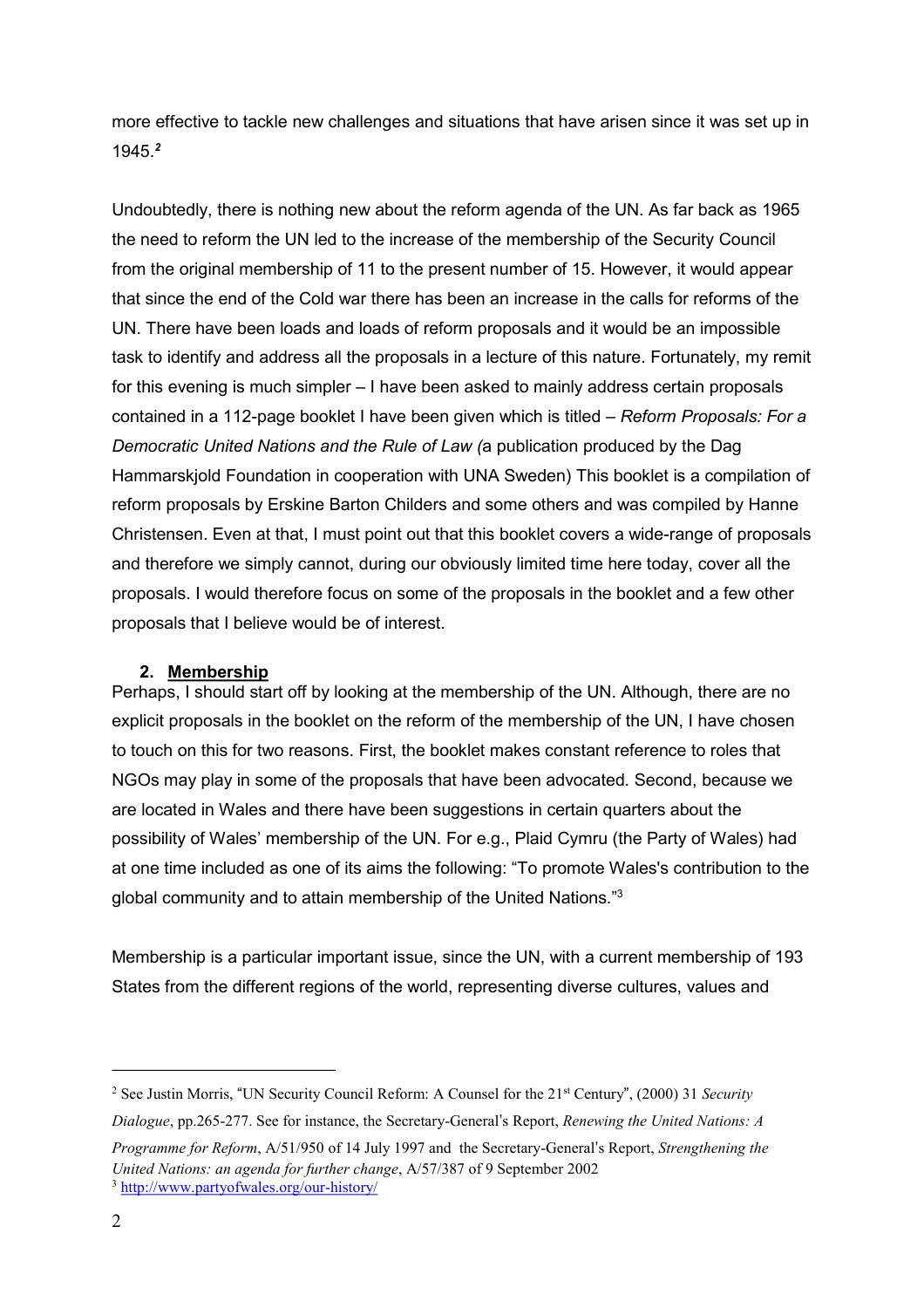more effective to tackle new challenges and situations that have arisen since it was set up in 1945.[2]

Undoubtedly, there is nothing new about the reform agenda of the UN. As far back as 1965 the need to reform the UN led to the increase of the membership of the Security Council from the original membership of 11 to the present number of 15. However, it would appear that since the end of the Cold war there has been an increase in the calls for reforms of the UN. There have been loads and loads of reform proposals and it would be an impossible task to identify and address all the proposals in a lecture of this nature. Fortunately, my remit for this evening is much simpler – I have been asked to mainly address certain proposals contained in a 112-page booklet I have been given which is titled – *Reform Proposals: For a Democratic United Nations and the Rule of Law (*a publication produced by the Dag Hammarskjold Foundation in cooperation with UNA Sweden) This booklet is a compilation of reform proposals by Erskine Barton Childers and some others and was compiled by Hanne Christensen. Even at that, I must point out that this booklet covers a wide-range of proposals and therefore we simply cannot, during our obviously limited time here today, cover all the proposals. I would therefore focus on some of the proposals in the booklet and a few other proposals that I believe would be of interest.

## 2. Membership

Perhaps, I should start off by looking at the membership of the UN. Although, there are no explicit proposals in the booklet on the reform of the membership of the UN, I have chosen to touch on this for two reasons. First, the booklet makes constant reference to roles that NGOs may play in some of the proposals that have been advocated. Second, because we are located in Wales and there have been suggestions in certain quarters about the possibility of Wales' membership of the UN. For e.g., Plaid Cymru (the Party of Wales) had at one time included as one of its aims the following: "To promote Wales's contribution to the global community and to attain membership of the United Nations."[3]

Membership is a particular important issue, since the UN, with a current membership of 193 States from the different regions of the world, representing diverse cultures, values and

---

[2] See Justin Morris, "UN Security Council Reform: A Counsel for the 21st Century", (2000) 31 *Security Dialogue*, pp.265-277. See for instance, the Secretary-General's Report, *Renewing the United Nations: A Programme for Reform*, A/51/950 of 14 July 1997 and the Secretary-General's Report, *Strengthening the United Nations: an agenda for further change*, A/57/387 of 9 September 2002

[3] http://www.partyofwales.org/our-history/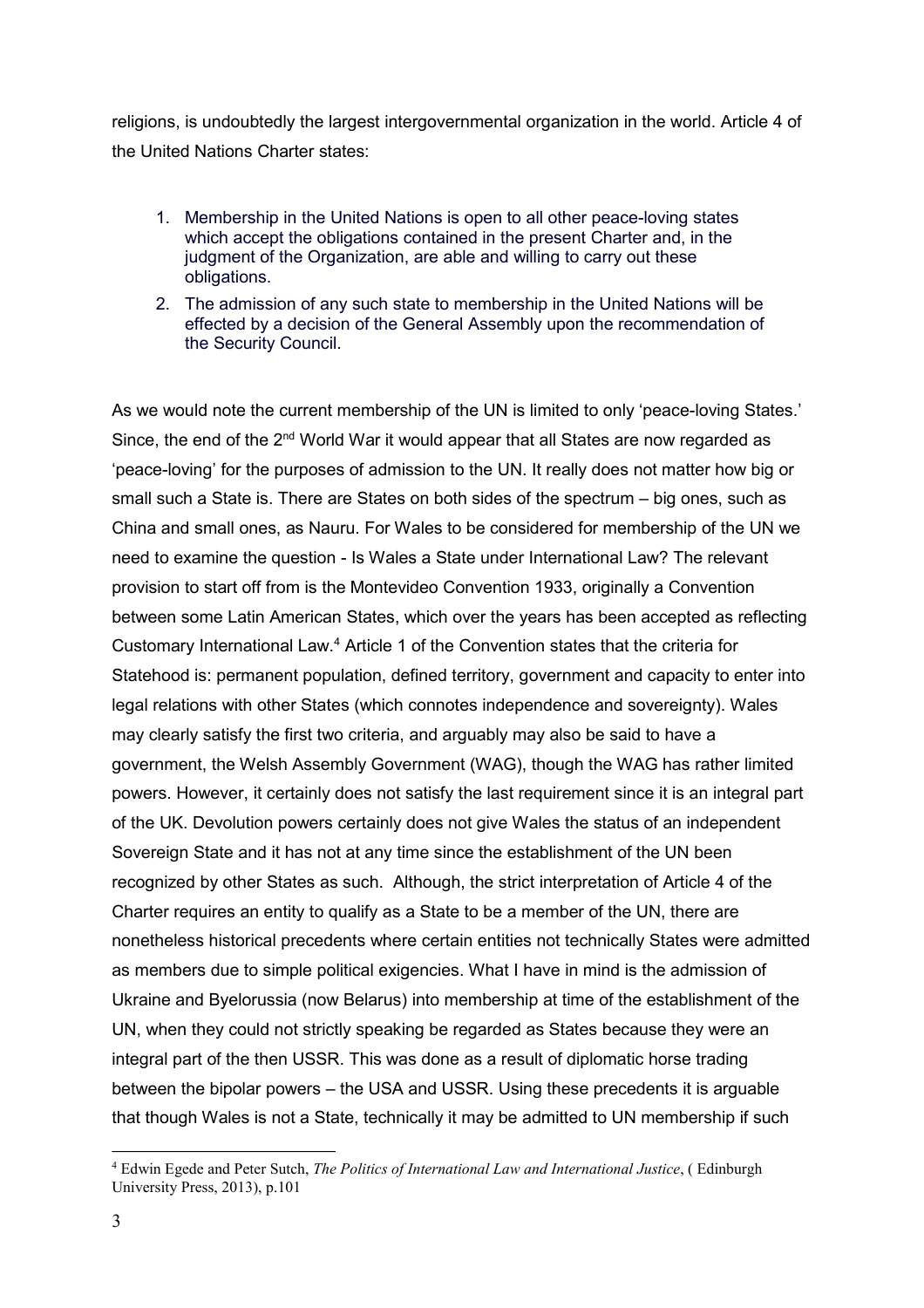religions, is undoubtedly the largest intergovernmental organization in the world. Article 4 of the United Nations Charter states:

1. Membership in the United Nations is open to all other peace-loving states which accept the obligations contained in the present Charter and, in the judgment of the Organization, are able and willing to carry out these obligations.
2. The admission of any such state to membership in the United Nations will be effected by a decision of the General Assembly upon the recommendation of the Security Council.

As we would note the current membership of the UN is limited to only 'peace-loving States.' Since, the end of the 2nd World War it would appear that all States are now regarded as 'peace-loving' for the purposes of admission to the UN. It really does not matter how big or small such a State is. There are States on both sides of the spectrum – big ones, such as China and small ones, as Nauru. For Wales to be considered for membership of the UN we need to examine the question - Is Wales a State under International Law? The relevant provision to start off from is the Montevideo Convention 1933, originally a Convention between some Latin American States, which over the years has been accepted as reflecting Customary International Law.[4] Article 1 of the Convention states that the criteria for Statehood is: permanent population, defined territory, government and capacity to enter into legal relations with other States (which connotes independence and sovereignty). Wales may clearly satisfy the first two criteria, and arguably may also be said to have a government, the Welsh Assembly Government (WAG), though the WAG has rather limited powers. However, it certainly does not satisfy the last requirement since it is an integral part of the UK. Devolution powers certainly does not give Wales the status of an independent Sovereign State and it has not at any time since the establishment of the UN been recognized by other States as such. Although, the strict interpretation of Article 4 of the Charter requires an entity to qualify as a State to be a member of the UN, there are nonetheless historical precedents where certain entities not technically States were admitted as members due to simple political exigencies. What I have in mind is the admission of Ukraine and Byelorussia (now Belarus) into membership at time of the establishment of the UN, when they could not strictly speaking be regarded as States because they were an integral part of the then USSR. This was done as a result of diplomatic horse trading between the bipolar powers – the USA and USSR. Using these precedents it is arguable that though Wales is not a State, technically it may be admitted to UN membership if such

[4] Edwin Egede and Peter Sutch, *The Politics of International Law and International Justice*, ( Edinburgh University Press, 2013), p.101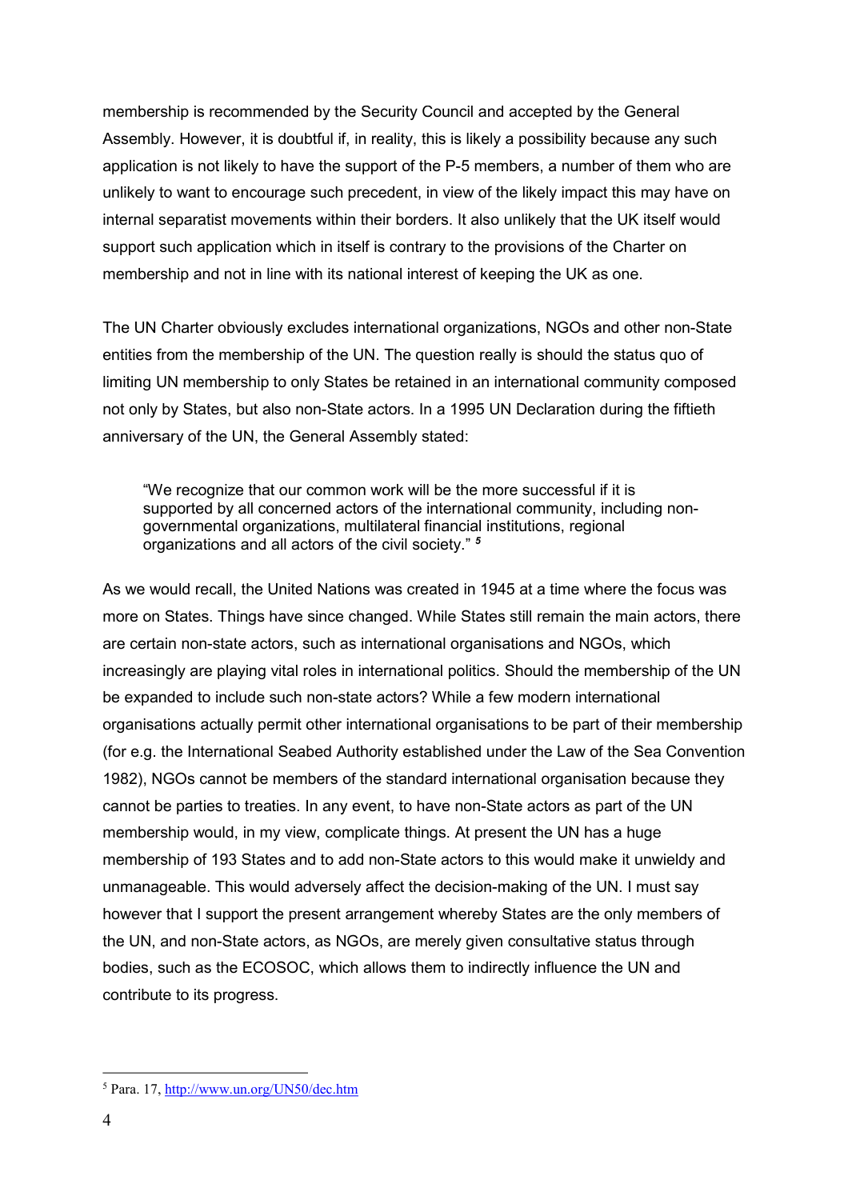membership is recommended by the Security Council and accepted by the General Assembly. However, it is doubtful if, in reality, this is likely a possibility because any such application is not likely to have the support of the P-5 members, a number of them who are unlikely to want to encourage such precedent, in view of the likely impact this may have on internal separatist movements within their borders. It also unlikely that the UK itself would support such application which in itself is contrary to the provisions of the Charter on membership and not in line with its national interest of keeping the UK as one.

The UN Charter obviously excludes international organizations, NGOs and other non-State entities from the membership of the UN. The question really is should the status quo of limiting UN membership to only States be retained in an international community composed not only by States, but also non-State actors. In a 1995 UN Declaration during the fiftieth anniversary of the UN, the General Assembly stated:

> "We recognize that our common work will be the more successful if it is supported by all concerned actors of the international community, including non-governmental organizations, multilateral financial institutions, regional organizations and all actors of the civil society." [5]

As we would recall, the United Nations was created in 1945 at a time where the focus was more on States. Things have since changed. While States still remain the main actors, there are certain non-state actors, such as international organisations and NGOs, which increasingly are playing vital roles in international politics. Should the membership of the UN be expanded to include such non-state actors? While a few modern international organisations actually permit other international organisations to be part of their membership (for e.g. the International Seabed Authority established under the Law of the Sea Convention 1982), NGOs cannot be members of the standard international organisation because they cannot be parties to treaties. In any event, to have non-State actors as part of the UN membership would, in my view, complicate things. At present the UN has a huge membership of 193 States and to add non-State actors to this would make it unwieldy and unmanageable. This would adversely affect the decision-making of the UN. I must say however that I support the present arrangement whereby States are the only members of the UN, and non-State actors, as NGOs, are merely given consultative status through bodies, such as the ECOSOC, which allows them to indirectly influence the UN and contribute to its progress.

---

[5] Para. 17, http://www.un.org/UN50/dec.htm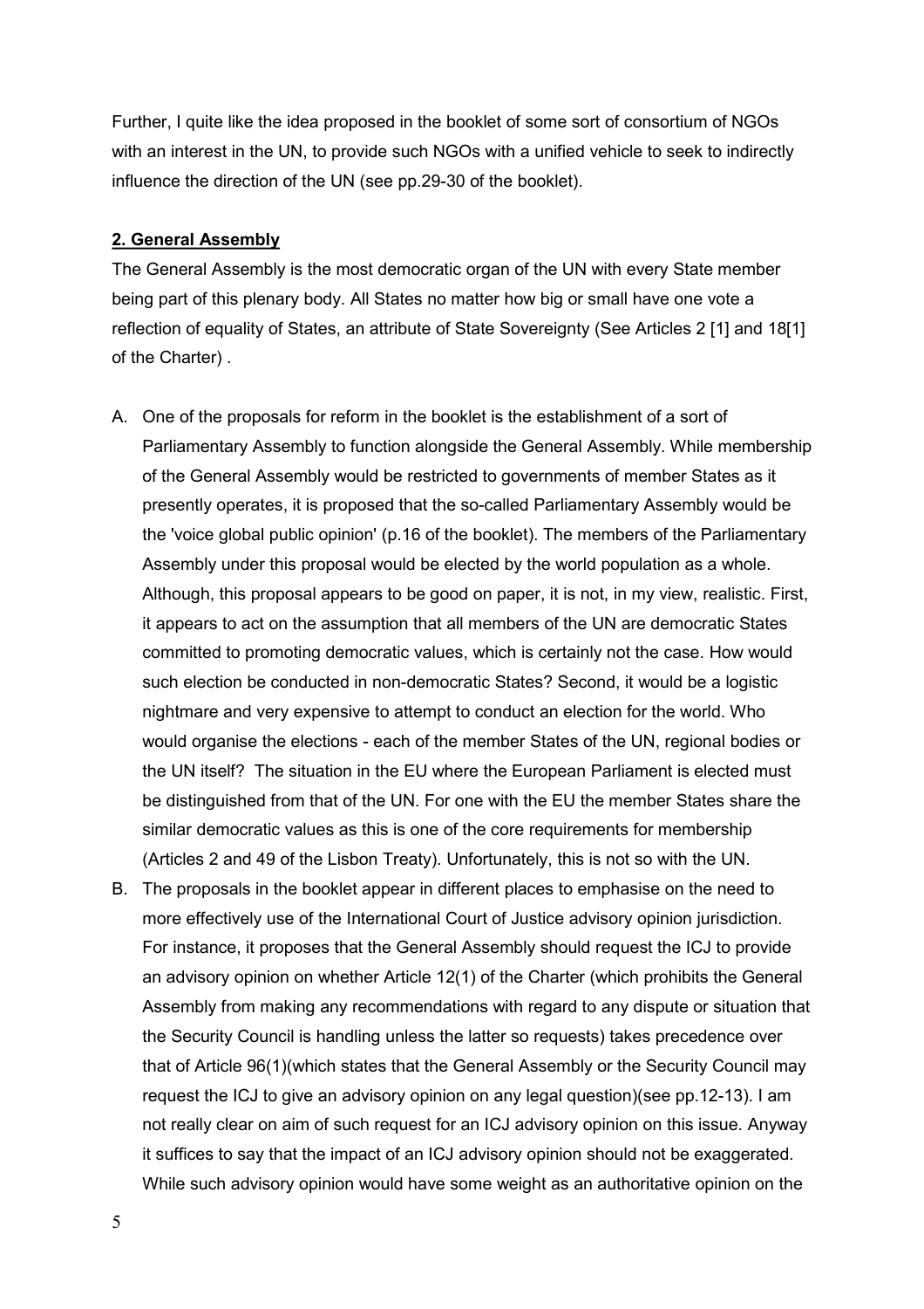Further, I quite like the idea proposed in the booklet of some sort of consortium of NGOs with an interest in the UN, to provide such NGOs with a unified vehicle to seek to indirectly influence the direction of the UN (see pp.29-30 of the booklet).

## **2. General Assembly**

The General Assembly is the most democratic organ of the UN with every State member being part of this plenary body. All States no matter how big or small have one vote a reflection of equality of States, an attribute of State Sovereignty (See Articles 2 [1] and 18[1] of the Charter) .

A. One of the proposals for reform in the booklet is the establishment of a sort of Parliamentary Assembly to function alongside the General Assembly. While membership of the General Assembly would be restricted to governments of member States as it presently operates, it is proposed that the so-called Parliamentary Assembly would be the 'voice global public opinion' (p.16 of the booklet). The members of the Parliamentary Assembly under this proposal would be elected by the world population as a whole. Although, this proposal appears to be good on paper, it is not, in my view, realistic. First, it appears to act on the assumption that all members of the UN are democratic States committed to promoting democratic values, which is certainly not the case. How would such election be conducted in non-democratic States? Second, it would be a logistic nightmare and very expensive to attempt to conduct an election for the world. Who would organise the elections - each of the member States of the UN, regional bodies or the UN itself? The situation in the EU where the European Parliament is elected must be distinguished from that of the UN. For one with the EU the member States share the similar democratic values as this is one of the core requirements for membership (Articles 2 and 49 of the Lisbon Treaty). Unfortunately, this is not so with the UN.

B. The proposals in the booklet appear in different places to emphasise on the need to more effectively use of the International Court of Justice advisory opinion jurisdiction. For instance, it proposes that the General Assembly should request the ICJ to provide an advisory opinion on whether Article 12(1) of the Charter (which prohibits the General Assembly from making any recommendations with regard to any dispute or situation that the Security Council is handling unless the latter so requests) takes precedence over that of Article 96(1)(which states that the General Assembly or the Security Council may request the ICJ to give an advisory opinion on any legal question)(see pp.12-13). I am not really clear on aim of such request for an ICJ advisory opinion on this issue. Anyway it suffices to say that the impact of an ICJ advisory opinion should not be exaggerated. While such advisory opinion would have some weight as an authoritative opinion on the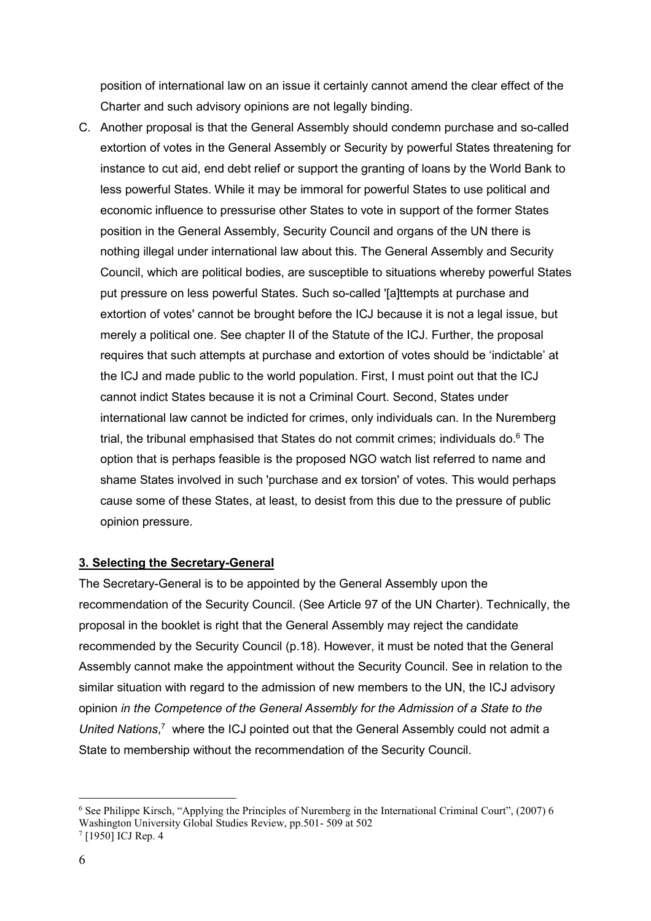position of international law on an issue it certainly cannot amend the clear effect of the Charter and such advisory opinions are not legally binding.

C. Another proposal is that the General Assembly should condemn purchase and so-called extortion of votes in the General Assembly or Security by powerful States threatening for instance to cut aid, end debt relief or support the granting of loans by the World Bank to less powerful States. While it may be immoral for powerful States to use political and economic influence to pressurise other States to vote in support of the former States position in the General Assembly, Security Council and organs of the UN there is nothing illegal under international law about this. The General Assembly and Security Council, which are political bodies, are susceptible to situations whereby powerful States put pressure on less powerful States. Such so-called '[a]ttempts at purchase and extortion of votes' cannot be brought before the ICJ because it is not a legal issue, but merely a political one. See chapter II of the Statute of the ICJ. Further, the proposal requires that such attempts at purchase and extortion of votes should be 'indictable' at the ICJ and made public to the world population. First, I must point out that the ICJ cannot indict States because it is not a Criminal Court. Second, States under international law cannot be indicted for crimes, only individuals can. In the Nuremberg trial, the tribunal emphasised that States do not commit crimes; individuals do.[6] The option that is perhaps feasible is the proposed NGO watch list referred to name and shame States involved in such 'purchase and ex torsion' of votes. This would perhaps cause some of these States, at least, to desist from this due to the pressure of public opinion pressure.

### 3. Selecting the Secretary-General

The Secretary-General is to be appointed by the General Assembly upon the recommendation of the Security Council. (See Article 97 of the UN Charter). Technically, the proposal in the booklet is right that the General Assembly may reject the candidate recommended by the Security Council (p.18). However, it must be noted that the General Assembly cannot make the appointment without the Security Council. See in relation to the similar situation with regard to the admission of new members to the UN, the ICJ advisory opinion *in the Competence of the General Assembly for the Admission of a State to the United Nations*,[7] where the ICJ pointed out that the General Assembly could not admit a State to membership without the recommendation of the Security Council.

---

[6] See Philippe Kirsch, "Applying the Principles of Nuremberg in the International Criminal Court", (2007) 6 Washington University Global Studies Review, pp.501- 509 at 502

[7] [1950] ICJ Rep. 4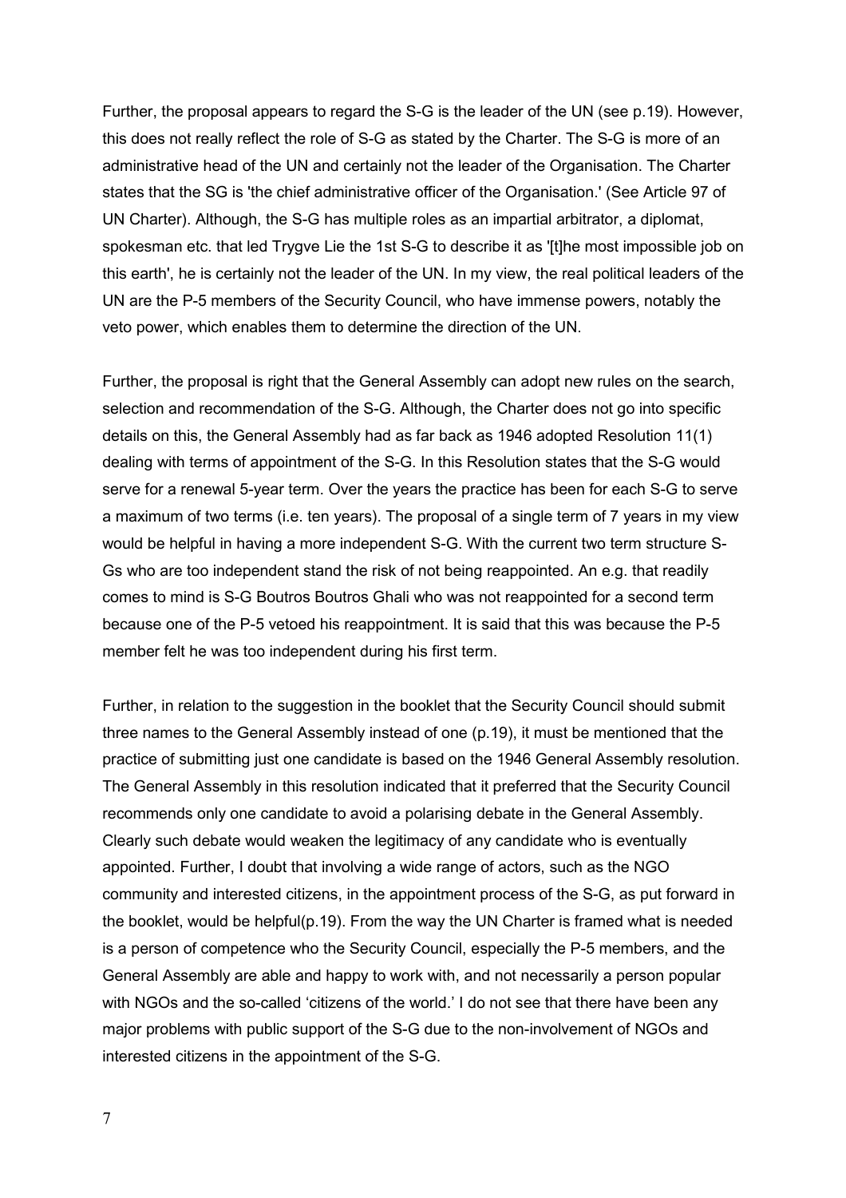Further, the proposal appears to regard the S-G is the leader of the UN (see p.19). However, this does not really reflect the role of S-G as stated by the Charter. The S-G is more of an administrative head of the UN and certainly not the leader of the Organisation. The Charter states that the SG is 'the chief administrative officer of the Organisation.' (See Article 97 of UN Charter). Although, the S-G has multiple roles as an impartial arbitrator, a diplomat, spokesman etc. that led Trygve Lie the 1st S-G to describe it as '[t]he most impossible job on this earth', he is certainly not the leader of the UN. In my view, the real political leaders of the UN are the P-5 members of the Security Council, who have immense powers, notably the veto power, which enables them to determine the direction of the UN.

Further, the proposal is right that the General Assembly can adopt new rules on the search, selection and recommendation of the S-G. Although, the Charter does not go into specific details on this, the General Assembly had as far back as 1946 adopted Resolution 11(1) dealing with terms of appointment of the S-G. In this Resolution states that the S-G would serve for a renewal 5-year term. Over the years the practice has been for each S-G to serve a maximum of two terms (i.e. ten years). The proposal of a single term of 7 years in my view would be helpful in having a more independent S-G. With the current two term structure S-Gs who are too independent stand the risk of not being reappointed. An e.g. that readily comes to mind is S-G Boutros Boutros Ghali who was not reappointed for a second term because one of the P-5 vetoed his reappointment. It is said that this was because the P-5 member felt he was too independent during his first term.

Further, in relation to the suggestion in the booklet that the Security Council should submit three names to the General Assembly instead of one (p.19), it must be mentioned that the practice of submitting just one candidate is based on the 1946 General Assembly resolution. The General Assembly in this resolution indicated that it preferred that the Security Council recommends only one candidate to avoid a polarising debate in the General Assembly. Clearly such debate would weaken the legitimacy of any candidate who is eventually appointed. Further, I doubt that involving a wide range of actors, such as the NGO community and interested citizens, in the appointment process of the S-G, as put forward in the booklet, would be helpful(p.19). From the way the UN Charter is framed what is needed is a person of competence who the Security Council, especially the P-5 members, and the General Assembly are able and happy to work with, and not necessarily a person popular with NGOs and the so-called 'citizens of the world.' I do not see that there have been any major problems with public support of the S-G due to the non-involvement of NGOs and interested citizens in the appointment of the S-G.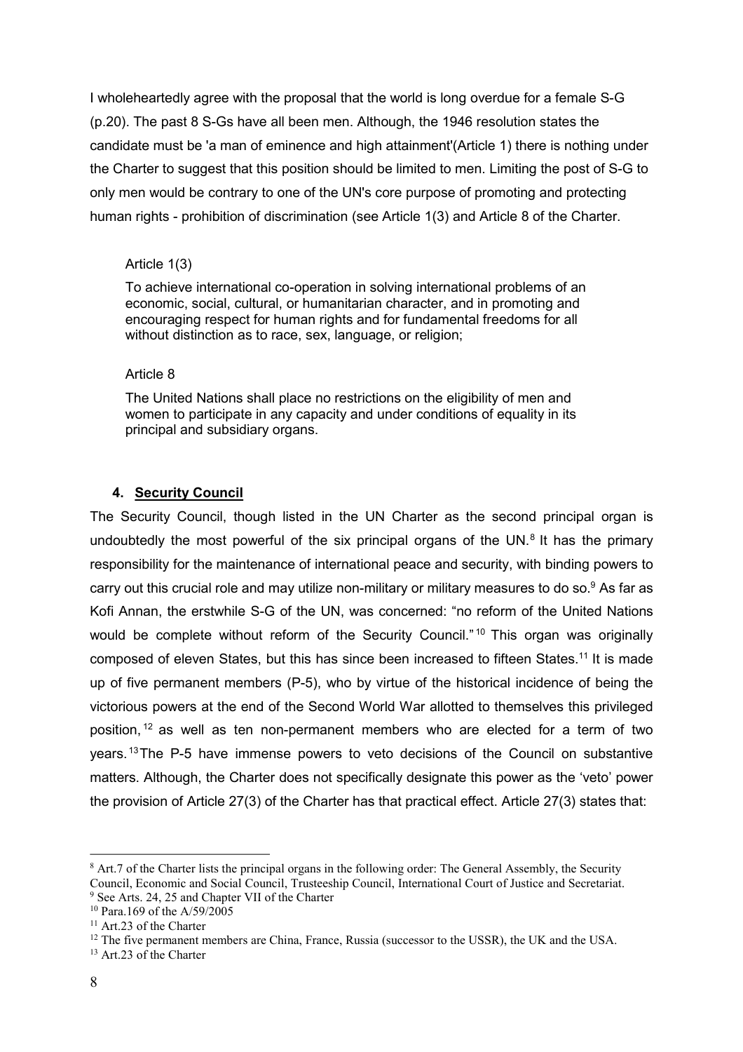I wholeheartedly agree with the proposal that the world is long overdue for a female S-G (p.20). The past 8 S-Gs have all been men. Although, the 1946 resolution states the candidate must be 'a man of eminence and high attainment'(Article 1) there is nothing under the Charter to suggest that this position should be limited to men. Limiting the post of S-G to only men would be contrary to one of the UN's core purpose of promoting and protecting human rights - prohibition of discrimination (see Article 1(3) and Article 8 of the Charter.

> Article 1(3)
>
> To achieve international co-operation in solving international problems of an economic, social, cultural, or humanitarian character, and in promoting and encouraging respect for human rights and for fundamental freedoms for all without distinction as to race, sex, language, or religion;
>
> Article 8
>
> The United Nations shall place no restrictions on the eligibility of men and women to participate in any capacity and under conditions of equality in its principal and subsidiary organs.

## 4. Security Council

The Security Council, though listed in the UN Charter as the second principal organ is undoubtedly the most powerful of the six principal organs of the UN.[8] It has the primary responsibility for the maintenance of international peace and security, with binding powers to carry out this crucial role and may utilize non-military or military measures to do so.[9] As far as Kofi Annan, the erstwhile S-G of the UN, was concerned: "no reform of the United Nations would be complete without reform of the Security Council."[10] This organ was originally composed of eleven States, but this has since been increased to fifteen States.[11] It is made up of five permanent members (P-5), who by virtue of the historical incidence of being the victorious powers at the end of the Second World War allotted to themselves this privileged position,[12] as well as ten non-permanent members who are elected for a term of two years.[13] The P-5 have immense powers to veto decisions of the Council on substantive matters. Although, the Charter does not specifically designate this power as the 'veto' power the provision of Article 27(3) of the Charter has that practical effect. Article 27(3) states that:

---

[8] Art.7 of the Charter lists the principal organs in the following order: The General Assembly, the Security Council, Economic and Social Council, Trusteeship Council, International Court of Justice and Secretariat.

[9] See Arts. 24, 25 and Chapter VII of the Charter

[10] Para.169 of the A/59/2005

[11] Art.23 of the Charter

[12] The five permanent members are China, France, Russia (successor to the USSR), the UK and the USA.

[13] Art.23 of the Charter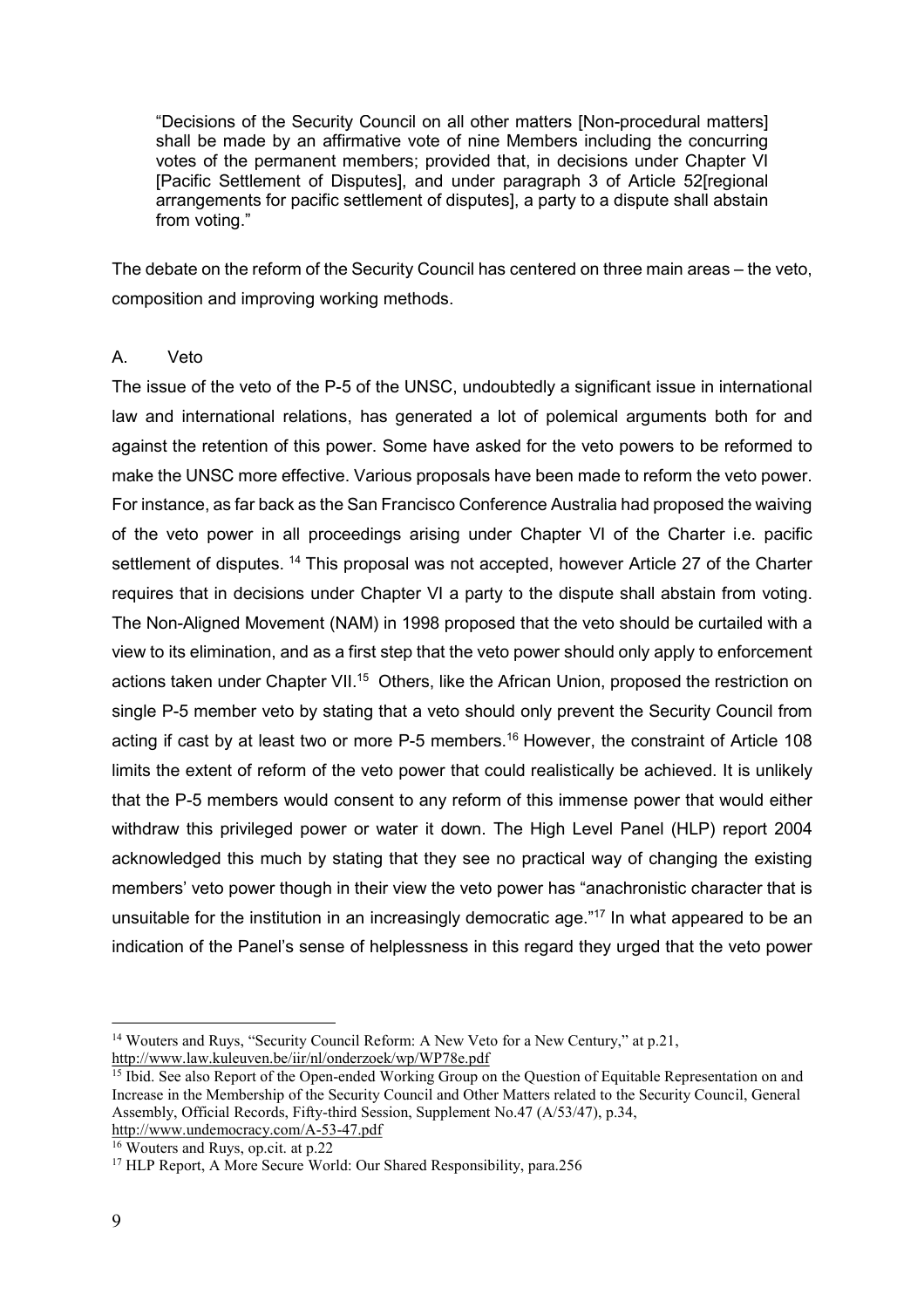> "Decisions of the Security Council on all other matters [Non-procedural matters] shall be made by an affirmative vote of nine Members including the concurring votes of the permanent members; provided that, in decisions under Chapter VI [Pacific Settlement of Disputes], and under paragraph 3 of Article 52[regional arrangements for pacific settlement of disputes], a party to a dispute shall abstain from voting."

The debate on the reform of the Security Council has centered on three main areas – the veto, composition and improving working methods.

A. Veto

The issue of the veto of the P-5 of the UNSC, undoubtedly a significant issue in international law and international relations, has generated a lot of polemical arguments both for and against the retention of this power. Some have asked for the veto powers to be reformed to make the UNSC more effective. Various proposals have been made to reform the veto power. For instance, as far back as the San Francisco Conference Australia had proposed the waiving of the veto power in all proceedings arising under Chapter VI of the Charter i.e. pacific settlement of disputes. [14] This proposal was not accepted, however Article 27 of the Charter requires that in decisions under Chapter VI a party to the dispute shall abstain from voting. The Non-Aligned Movement (NAM) in 1998 proposed that the veto should be curtailed with a view to its elimination, and as a first step that the veto power should only apply to enforcement actions taken under Chapter VII.[15] Others, like the African Union, proposed the restriction on single P-5 member veto by stating that a veto should only prevent the Security Council from acting if cast by at least two or more P-5 members.[16] However, the constraint of Article 108 limits the extent of reform of the veto power that could realistically be achieved. It is unlikely that the P-5 members would consent to any reform of this immense power that would either withdraw this privileged power or water it down. The High Level Panel (HLP) report 2004 acknowledged this much by stating that they see no practical way of changing the existing members' veto power though in their view the veto power has "anachronistic character that is unsuitable for the institution in an increasingly democratic age."[17] In what appeared to be an indication of the Panel's sense of helplessness in this regard they urged that the veto power

---

[14] Wouters and Ruys, "Security Council Reform: A New Veto for a New Century," at p.21, http://www.law.kuleuven.be/iir/nl/onderzoek/wp/WP78e.pdf

[15] Ibid. See also Report of the Open-ended Working Group on the Question of Equitable Representation on and Increase in the Membership of the Security Council and Other Matters related to the Security Council, General Assembly, Official Records, Fifty-third Session, Supplement No.47 (A/53/47), p.34, http://www.undemocracy.com/A-53-47.pdf

[16] Wouters and Ruys, op.cit. at p.22

[17] HLP Report, A More Secure World: Our Shared Responsibility, para.256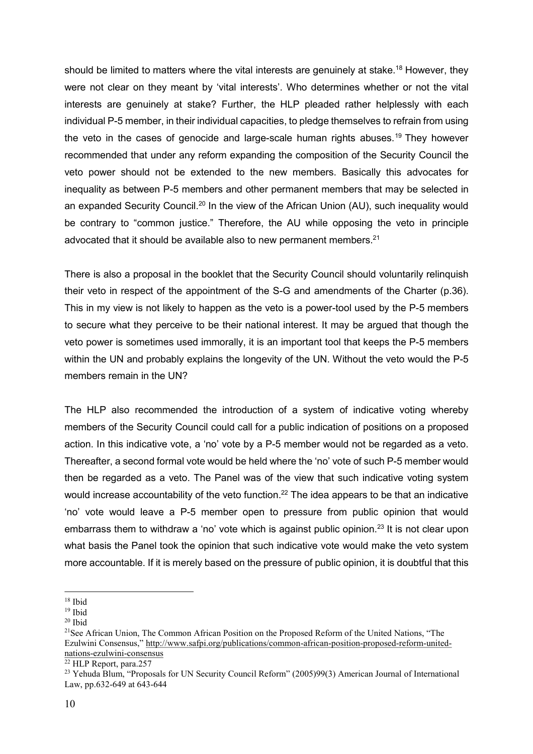should be limited to matters where the vital interests are genuinely at stake.[18] However, they were not clear on they meant by 'vital interests'. Who determines whether or not the vital interests are genuinely at stake? Further, the HLP pleaded rather helplessly with each individual P-5 member, in their individual capacities, to pledge themselves to refrain from using the veto in the cases of genocide and large-scale human rights abuses.[19] They however recommended that under any reform expanding the composition of the Security Council the veto power should not be extended to the new members. Basically this advocates for inequality as between P-5 members and other permanent members that may be selected in an expanded Security Council.[20] In the view of the African Union (AU), such inequality would be contrary to "common justice." Therefore, the AU while opposing the veto in principle advocated that it should be available also to new permanent members.[21]

There is also a proposal in the booklet that the Security Council should voluntarily relinquish their veto in respect of the appointment of the S-G and amendments of the Charter (p.36). This in my view is not likely to happen as the veto is a power-tool used by the P-5 members to secure what they perceive to be their national interest. It may be argued that though the veto power is sometimes used immorally, it is an important tool that keeps the P-5 members within the UN and probably explains the longevity of the UN. Without the veto would the P-5 members remain in the UN?

The HLP also recommended the introduction of a system of indicative voting whereby members of the Security Council could call for a public indication of positions on a proposed action. In this indicative vote, a 'no' vote by a P-5 member would not be regarded as a veto. Thereafter, a second formal vote would be held where the 'no' vote of such P-5 member would then be regarded as a veto. The Panel was of the view that such indicative voting system would increase accountability of the veto function.[22] The idea appears to be that an indicative 'no' vote would leave a P-5 member open to pressure from public opinion that would embarrass them to withdraw a 'no' vote which is against public opinion.[23] It is not clear upon what basis the Panel took the opinion that such indicative vote would make the veto system more accountable. If it is merely based on the pressure of public opinion, it is doubtful that this

---

[18] Ibid

[19] Ibid

[20] Ibid

[21] See African Union, The Common African Position on the Proposed Reform of the United Nations, "The Ezulwini Consensus," http://www.safpi.org/publications/common-african-position-proposed-reform-united-nations-ezulwini-consensus

[22] HLP Report, para.257

[23] Yehuda Blum, "Proposals for UN Security Council Reform" (2005)99(3) American Journal of International Law, pp.632-649 at 643-644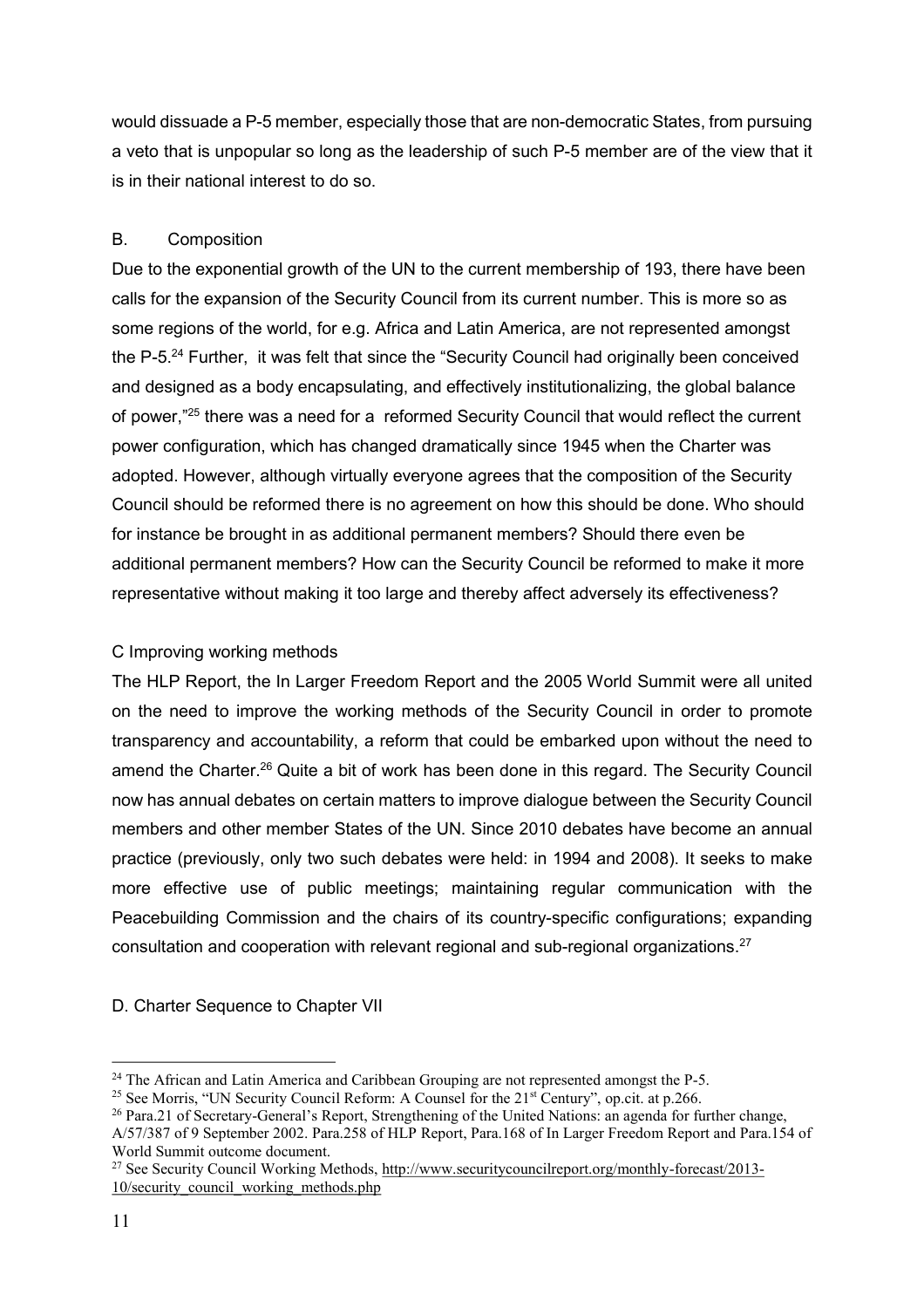would dissuade a P-5 member, especially those that are non-democratic States, from pursuing a veto that is unpopular so long as the leadership of such P-5 member are of the view that it is in their national interest to do so.

## B. Composition

Due to the exponential growth of the UN to the current membership of 193, there have been calls for the expansion of the Security Council from its current number. This is more so as some regions of the world, for e.g. Africa and Latin America, are not represented amongst the P-5.[24] Further, it was felt that since the "Security Council had originally been conceived and designed as a body encapsulating, and effectively institutionalizing, the global balance of power,"[25] there was a need for a reformed Security Council that would reflect the current power configuration, which has changed dramatically since 1945 when the Charter was adopted. However, although virtually everyone agrees that the composition of the Security Council should be reformed there is no agreement on how this should be done. Who should for instance be brought in as additional permanent members? Should there even be additional permanent members? How can the Security Council be reformed to make it more representative without making it too large and thereby affect adversely its effectiveness?

## C Improving working methods

The HLP Report, the In Larger Freedom Report and the 2005 World Summit were all united on the need to improve the working methods of the Security Council in order to promote transparency and accountability, a reform that could be embarked upon without the need to amend the Charter.[26] Quite a bit of work has been done in this regard. The Security Council now has annual debates on certain matters to improve dialogue between the Security Council members and other member States of the UN. Since 2010 debates have become an annual practice (previously, only two such debates were held: in 1994 and 2008). It seeks to make more effective use of public meetings; maintaining regular communication with the Peacebuilding Commission and the chairs of its country-specific configurations; expanding consultation and cooperation with relevant regional and sub-regional organizations.[27]

## D. Charter Sequence to Chapter VII

---

[24] The African and Latin America and Caribbean Grouping are not represented amongst the P-5.

[25] See Morris, "UN Security Council Reform: A Counsel for the 21st Century", op.cit. at p.266.

[26] Para.21 of Secretary-General's Report, Strengthening of the United Nations: an agenda for further change, A/57/387 of 9 September 2002. Para.258 of HLP Report, Para.168 of In Larger Freedom Report and Para.154 of World Summit outcome document.

[27] See Security Council Working Methods, http://www.securitycouncilreport.org/monthly-forecast/2013-10/security_council_working_methods.php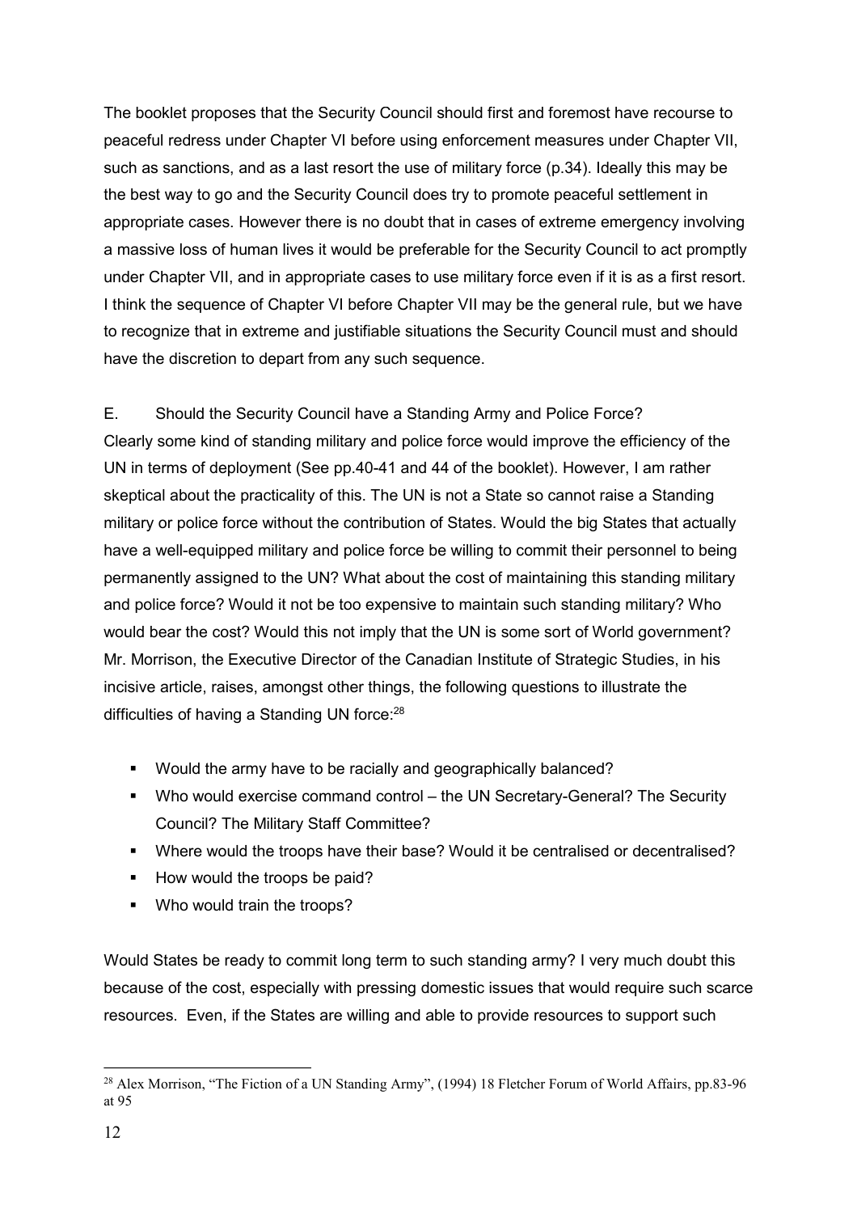The booklet proposes that the Security Council should first and foremost have recourse to peaceful redress under Chapter VI before using enforcement measures under Chapter VII, such as sanctions, and as a last resort the use of military force (p.34). Ideally this may be the best way to go and the Security Council does try to promote peaceful settlement in appropriate cases. However there is no doubt that in cases of extreme emergency involving a massive loss of human lives it would be preferable for the Security Council to act promptly under Chapter VII, and in appropriate cases to use military force even if it is as a first resort. I think the sequence of Chapter VI before Chapter VII may be the general rule, but we have to recognize that in extreme and justifiable situations the Security Council must and should have the discretion to depart from any such sequence.

## E. Should the Security Council have a Standing Army and Police Force?

Clearly some kind of standing military and police force would improve the efficiency of the UN in terms of deployment (See pp.40-41 and 44 of the booklet). However, I am rather skeptical about the practicality of this. The UN is not a State so cannot raise a Standing military or police force without the contribution of States. Would the big States that actually have a well-equipped military and police force be willing to commit their personnel to being permanently assigned to the UN? What about the cost of maintaining this standing military and police force? Would it not be too expensive to maintain such standing military? Who would bear the cost? Would this not imply that the UN is some sort of World government? Mr. Morrison, the Executive Director of the Canadian Institute of Strategic Studies, in his incisive article, raises, amongst other things, the following questions to illustrate the difficulties of having a Standing UN force:[28]

- Would the army have to be racially and geographically balanced?
- Who would exercise command control – the UN Secretary-General? The Security Council? The Military Staff Committee?
- Where would the troops have their base? Would it be centralised or decentralised?
- How would the troops be paid?
- Who would train the troops?

Would States be ready to commit long term to such standing army? I very much doubt this because of the cost, especially with pressing domestic issues that would require such scarce resources. Even, if the States are willing and able to provide resources to support such

[28] Alex Morrison, "The Fiction of a UN Standing Army", (1994) 18 Fletcher Forum of World Affairs, pp.83-96 at 95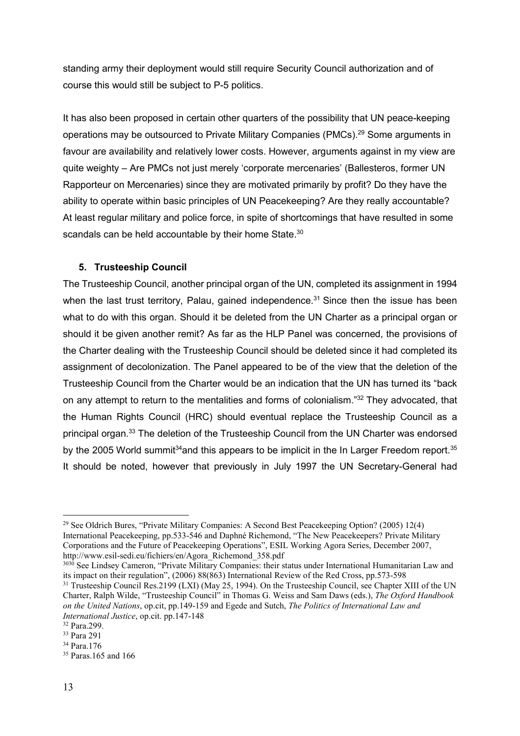standing army their deployment would still require Security Council authorization and of course this would still be subject to P-5 politics.

It has also been proposed in certain other quarters of the possibility that UN peace-keeping operations may be outsourced to Private Military Companies (PMCs).[29] Some arguments in favour are availability and relatively lower costs. However, arguments against in my view are quite weighty – Are PMCs not just merely 'corporate mercenaries' (Ballesteros, former UN Rapporteur on Mercenaries) since they are motivated primarily by profit? Do they have the ability to operate within basic principles of UN Peacekeeping? Are they really accountable? At least regular military and police force, in spite of shortcomings that have resulted in some scandals can be held accountable by their home State.[30]

### 5. Trusteeship Council

The Trusteeship Council, another principal organ of the UN, completed its assignment in 1994 when the last trust territory, Palau, gained independence.[31] Since then the issue has been what to do with this organ. Should it be deleted from the UN Charter as a principal organ or should it be given another remit? As far as the HLP Panel was concerned, the provisions of the Charter dealing with the Trusteeship Council should be deleted since it had completed its assignment of decolonization. The Panel appeared to be of the view that the deletion of the Trusteeship Council from the Charter would be an indication that the UN has turned its "back on any attempt to return to the mentalities and forms of colonialism."[32] They advocated, that the Human Rights Council (HRC) should eventual replace the Trusteeship Council as a principal organ.[33] The deletion of the Trusteeship Council from the UN Charter was endorsed by the 2005 World summit[34]and this appears to be implicit in the In Larger Freedom report.[35] It should be noted, however that previously in July 1997 the UN Secretary-General had

---

[29] See Oldrich Bures, "Private Military Companies: A Second Best Peacekeeping Option? (2005) 12(4) International Peacekeeping, pp.533-546 and Daphné Richemond, "The New Peacekeepers? Private Military Corporations and the Future of Peacekeeping Operations", ESIL Working Agora Series, December 2007, http://www.esil-sedi.eu/fichiers/en/Agora_Richemond_358.pdf

[3030] See Lindsey Cameron, "Private Military Companies: their status under International Humanitarian Law and its impact on their regulation", (2006) 88(863) International Review of the Red Cross, pp.573-598

[31] Trusteeship Council Res.2199 (LXI) (May 25, 1994). On the Trusteeship Council, see Chapter XIII of the UN Charter, Ralph Wilde, "Trusteeship Council" in Thomas G. Weiss and Sam Daws (eds.), *The Oxford Handbook on the United Nations*, op.cit, pp.149-159 and Egede and Sutch, *The Politics of International Law and International Justice*, op.cit. pp.147-148

[32] Para.299.

[33] Para 291

[34] Para.176

[35] Paras.165 and 166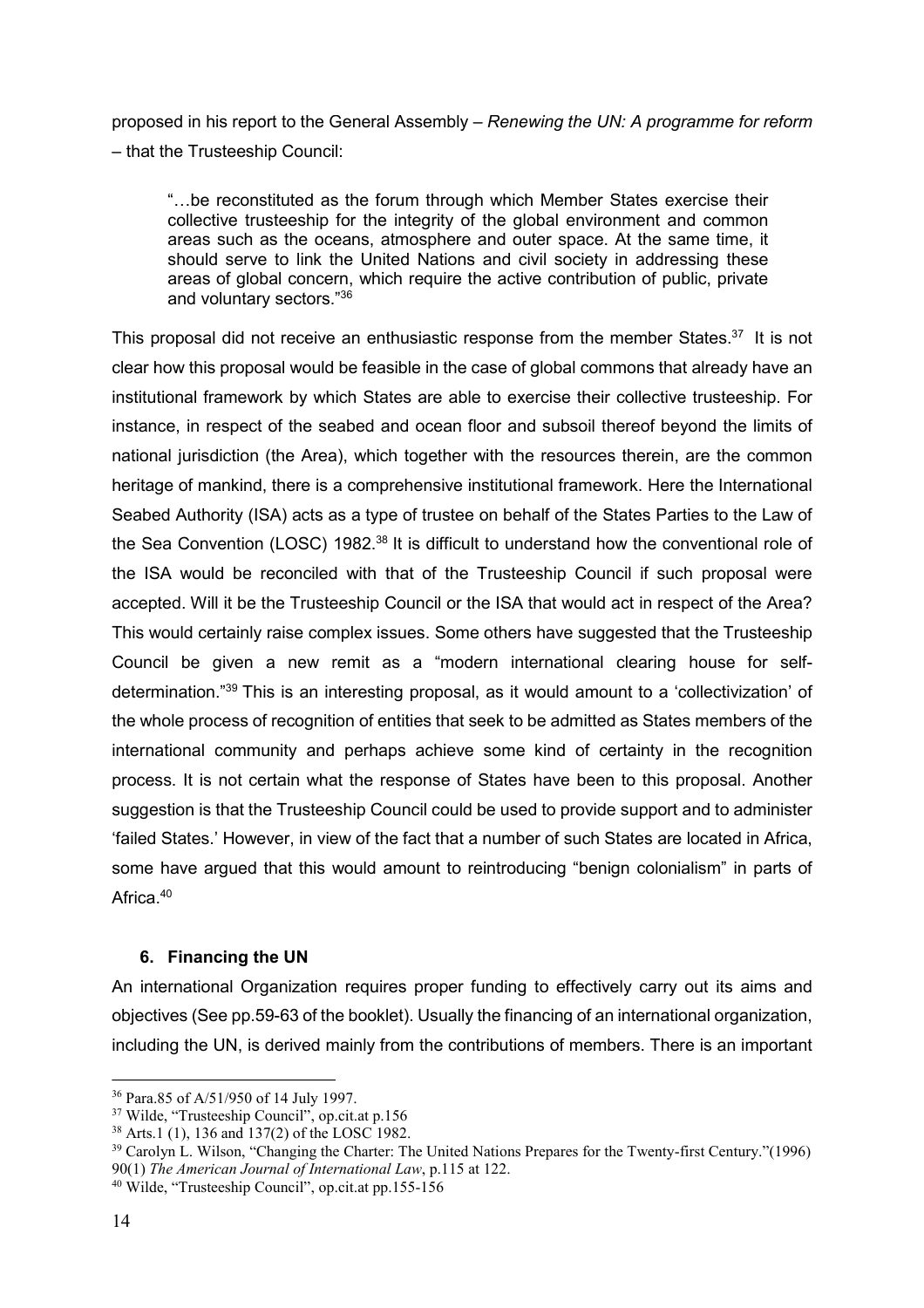proposed in his report to the General Assembly – *Renewing the UN: A programme for reform* – that the Trusteeship Council:

> "…be reconstituted as the forum through which Member States exercise their collective trusteeship for the integrity of the global environment and common areas such as the oceans, atmosphere and outer space. At the same time, it should serve to link the United Nations and civil society in addressing these areas of global concern, which require the active contribution of public, private and voluntary sectors."[36]

This proposal did not receive an enthusiastic response from the member States.[37] It is not clear how this proposal would be feasible in the case of global commons that already have an institutional framework by which States are able to exercise their collective trusteeship. For instance, in respect of the seabed and ocean floor and subsoil thereof beyond the limits of national jurisdiction (the Area), which together with the resources therein, are the common heritage of mankind, there is a comprehensive institutional framework. Here the International Seabed Authority (ISA) acts as a type of trustee on behalf of the States Parties to the Law of the Sea Convention (LOSC) 1982.[38] It is difficult to understand how the conventional role of the ISA would be reconciled with that of the Trusteeship Council if such proposal were accepted. Will it be the Trusteeship Council or the ISA that would act in respect of the Area? This would certainly raise complex issues. Some others have suggested that the Trusteeship Council be given a new remit as a "modern international clearing house for self-determination."[39] This is an interesting proposal, as it would amount to a 'collectivization' of the whole process of recognition of entities that seek to be admitted as States members of the international community and perhaps achieve some kind of certainty in the recognition process. It is not certain what the response of States have been to this proposal. Another suggestion is that the Trusteeship Council could be used to provide support and to administer 'failed States.' However, in view of the fact that a number of such States are located in Africa, some have argued that this would amount to reintroducing "benign colonialism" in parts of Africa.[40]

### 6. Financing the UN

An international Organization requires proper funding to effectively carry out its aims and objectives (See pp.59-63 of the booklet). Usually the financing of an international organization, including the UN, is derived mainly from the contributions of members. There is an important

---

[36] Para.85 of A/51/950 of 14 July 1997.

[37] Wilde, "Trusteeship Council", op.cit.at p.156

[38] Arts.1 (1), 136 and 137(2) of the LOSC 1982.

[39] Carolyn L. Wilson, "Changing the Charter: The United Nations Prepares for the Twenty-first Century."(1996) 90(1) *The American Journal of International Law*, p.115 at 122.

[40] Wilde, "Trusteeship Council", op.cit.at pp.155-156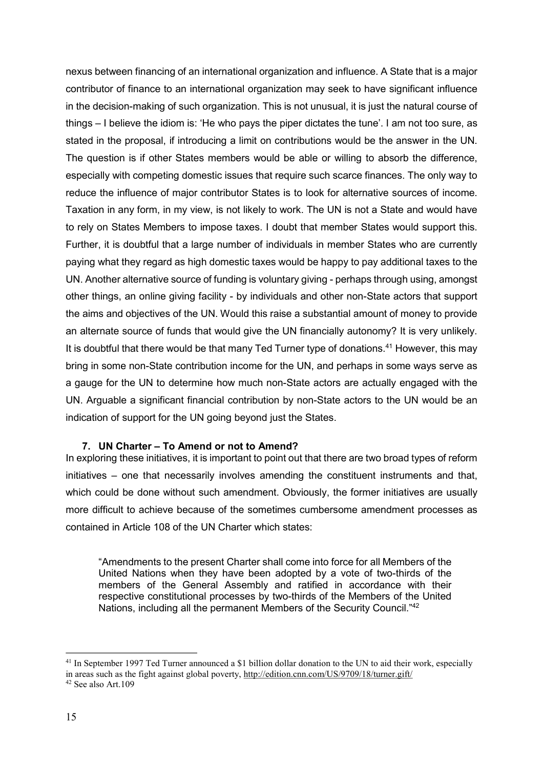nexus between financing of an international organization and influence. A State that is a major contributor of finance to an international organization may seek to have significant influence in the decision-making of such organization. This is not unusual, it is just the natural course of things – I believe the idiom is: 'He who pays the piper dictates the tune'. I am not too sure, as stated in the proposal, if introducing a limit on contributions would be the answer in the UN. The question is if other States members would be able or willing to absorb the difference, especially with competing domestic issues that require such scarce finances. The only way to reduce the influence of major contributor States is to look for alternative sources of income. Taxation in any form, in my view, is not likely to work. The UN is not a State and would have to rely on States Members to impose taxes. I doubt that member States would support this. Further, it is doubtful that a large number of individuals in member States who are currently paying what they regard as high domestic taxes would be happy to pay additional taxes to the UN. Another alternative source of funding is voluntary giving - perhaps through using, amongst other things, an online giving facility - by individuals and other non-State actors that support the aims and objectives of the UN. Would this raise a substantial amount of money to provide an alternate source of funds that would give the UN financially autonomy? It is very unlikely. It is doubtful that there would be that many Ted Turner type of donations.[41] However, this may bring in some non-State contribution income for the UN, and perhaps in some ways serve as a gauge for the UN to determine how much non-State actors are actually engaged with the UN. Arguable a significant financial contribution by non-State actors to the UN would be an indication of support for the UN going beyond just the States.

### 7. UN Charter – To Amend or not to Amend?

In exploring these initiatives, it is important to point out that there are two broad types of reform initiatives – one that necessarily involves amending the constituent instruments and that, which could be done without such amendment. Obviously, the former initiatives are usually more difficult to achieve because of the sometimes cumbersome amendment processes as contained in Article 108 of the UN Charter which states:

> "Amendments to the present Charter shall come into force for all Members of the United Nations when they have been adopted by a vote of two-thirds of the members of the General Assembly and ratified in accordance with their respective constitutional processes by two-thirds of the Members of the United Nations, including all the permanent Members of the Security Council."[42]

---

[41] In September 1997 Ted Turner announced a $1 billion dollar donation to the UN to aid their work, especially in areas such as the fight against global poverty, http://edition.cnn.com/US/9709/18/turner.gift/

[42] See also Art.109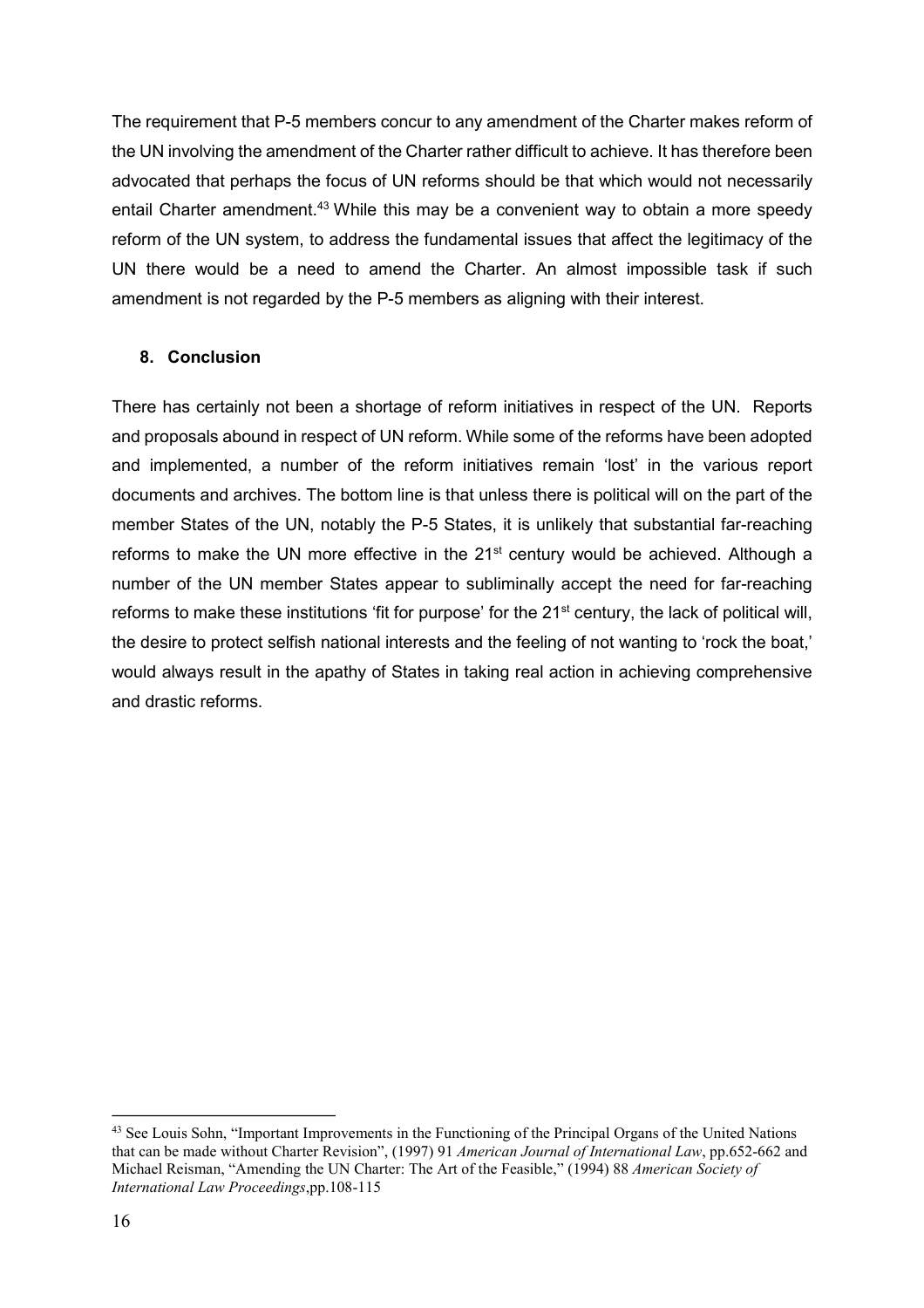The requirement that P-5 members concur to any amendment of the Charter makes reform of the UN involving the amendment of the Charter rather difficult to achieve. It has therefore been advocated that perhaps the focus of UN reforms should be that which would not necessarily entail Charter amendment.[43] While this may be a convenient way to obtain a more speedy reform of the UN system, to address the fundamental issues that affect the legitimacy of the UN there would be a need to amend the Charter. An almost impossible task if such amendment is not regarded by the P-5 members as aligning with their interest.

## 8. Conclusion

There has certainly not been a shortage of reform initiatives in respect of the UN. Reports and proposals abound in respect of UN reform. While some of the reforms have been adopted and implemented, a number of the reform initiatives remain 'lost' in the various report documents and archives. The bottom line is that unless there is political will on the part of the member States of the UN, notably the P-5 States, it is unlikely that substantial far-reaching reforms to make the UN more effective in the 21st century would be achieved. Although a number of the UN member States appear to subliminally accept the need for far-reaching reforms to make these institutions 'fit for purpose' for the 21st century, the lack of political will, the desire to protect selfish national interests and the feeling of not wanting to 'rock the boat,' would always result in the apathy of States in taking real action in achieving comprehensive and drastic reforms.

---

[43] See Louis Sohn, "Important Improvements in the Functioning of the Principal Organs of the United Nations that can be made without Charter Revision", (1997) 91 *American Journal of International Law*, pp.652-662 and Michael Reisman, "Amending the UN Charter: The Art of the Feasible," (1994) 88 *American Society of International Law Proceedings*,pp.108-115